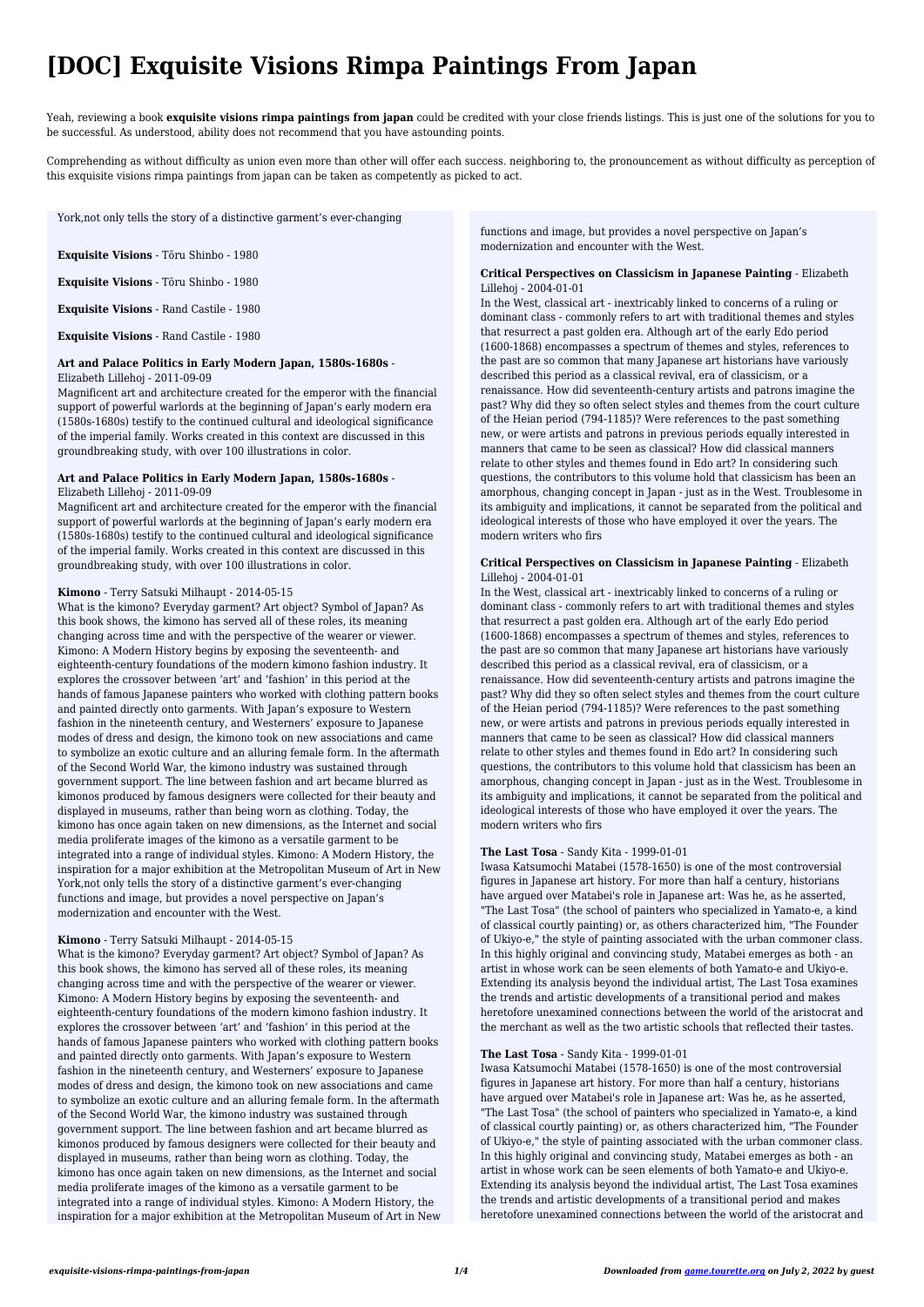# [DOC] Exquisite Visions Rimpa Paintings From Japan

Yeah, reviewing a book **exquisite visions rimpa paintings from japan** could be credited with your close friends listings. This is just one of the solutions for you to be successful. As understood, ability does not recommend that you have astounding points.

Comprehending as without difficulty as union even more than other will offer each success. neighboring to, the pronouncement as without difficulty as perception of this exquisite visions rimpa paintings from japan can be taken as competently as picked to act.

York,not only tells the story of a distinctive garment's ever-changing

**Exquisite Visions** - Tōru Shinbo - 1980

**Exquisite Visions** - Tōru Shinbo - 1980

**Exquisite Visions** - Rand Castile - 1980

**Exquisite Visions** - Rand Castile - 1980

**Art and Palace Politics in Early Modern Japan, 1580s-1680s** - Elizabeth Lillehoj - 2011-09-09

Magnificent art and architecture created for the emperor with the financial support of powerful warlords at the beginning of Japan's early modern era (1580s-1680s) testify to the continued cultural and ideological significance of the imperial family. Works created in this context are discussed in this groundbreaking study, with over 100 illustrations in color.

**Art and Palace Politics in Early Modern Japan, 1580s-1680s** - Elizabeth Lillehoj - 2011-09-09

Magnificent art and architecture created for the emperor with the financial support of powerful warlords at the beginning of Japan's early modern era (1580s-1680s) testify to the continued cultural and ideological significance of the imperial family. Works created in this context are discussed in this groundbreaking study, with over 100 illustrations in color.

**Kimono** - Terry Satsuki Milhaupt - 2014-05-15

What is the kimono? Everyday garment? Art object? Symbol of Japan? As this book shows, the kimono has served all of these roles, its meaning changing across time and with the perspective of the wearer or viewer. Kimono: A Modern History begins by exposing the seventeenth- and eighteenth-century foundations of the modern kimono fashion industry. It explores the crossover between 'art' and 'fashion' in this period at the hands of famous Japanese painters who worked with clothing pattern books and painted directly onto garments. With Japan's exposure to Western fashion in the nineteenth century, and Westerners' exposure to Japanese modes of dress and design, the kimono took on new associations and came to symbolize an exotic culture and an alluring female form. In the aftermath of the Second World War, the kimono industry was sustained through government support. The line between fashion and art became blurred as kimonos produced by famous designers were collected for their beauty and displayed in museums, rather than being worn as clothing. Today, the kimono has once again taken on new dimensions, as the Internet and social media proliferate images of the kimono as a versatile garment to be integrated into a range of individual styles. Kimono: A Modern History, the inspiration for a major exhibition at the Metropolitan Museum of Art in New York,not only tells the story of a distinctive garment's ever-changing functions and image, but provides a novel perspective on Japan's modernization and encounter with the West.

**Kimono** - Terry Satsuki Milhaupt - 2014-05-15

What is the kimono? Everyday garment? Art object? Symbol of Japan? As this book shows, the kimono has served all of these roles, its meaning changing across time and with the perspective of the wearer or viewer. Kimono: A Modern History begins by exposing the seventeenth- and eighteenth-century foundations of the modern kimono fashion industry. It explores the crossover between 'art' and 'fashion' in this period at the hands of famous Japanese painters who worked with clothing pattern books and painted directly onto garments. With Japan's exposure to Western fashion in the nineteenth century, and Westerners' exposure to Japanese modes of dress and design, the kimono took on new associations and came to symbolize an exotic culture and an alluring female form. In the aftermath of the Second World War, the kimono industry was sustained through government support. The line between fashion and art became blurred as kimonos produced by famous designers were collected for their beauty and displayed in museums, rather than being worn as clothing. Today, the kimono has once again taken on new dimensions, as the Internet and social media proliferate images of the kimono as a versatile garment to be integrated into a range of individual styles. Kimono: A Modern History, the inspiration for a major exhibition at the Metropolitan Museum of Art in New

**Critical Perspectives on Classicism in Japanese Painting** - Elizabeth Lillehoj - 2004-01-01

In the West, classical art - inextricably linked to concerns of a ruling or dominant class - commonly refers to art with traditional themes and styles that resurrect a past golden era. Although art of the early Edo period (1600-1868) encompasses a spectrum of themes and styles, references to the past are so common that many Japanese art historians have variously described this period as a classical revival, era of classicism, or a renaissance. How did seventeenth-century artists and patrons imagine the past? Why did they so often select styles and themes from the court culture of the Heian period (794-1185)? Were references to the past something new, or were artists and patrons in previous periods equally interested in manners that came to be seen as classical? How did classical manners relate to other styles and themes found in Edo art? In considering such questions, the contributors to this volume hold that classicism has been an amorphous, changing concept in Japan - just as in the West. Troublesome in its ambiguity and implications, it cannot be separated from the political and ideological interests of those who have employed it over the years. The modern writers who firs

**Critical Perspectives on Classicism in Japanese Painting** - Elizabeth Lillehoj - 2004-01-01

In the West, classical art - inextricably linked to concerns of a ruling or dominant class - commonly refers to art with traditional themes and styles that resurrect a past golden era. Although art of the early Edo period (1600-1868) encompasses a spectrum of themes and styles, references to the past are so common that many Japanese art historians have variously described this period as a classical revival, era of classicism, or a renaissance. How did seventeenth-century artists and patrons imagine the past? Why did they so often select styles and themes from the court culture of the Heian period (794-1185)? Were references to the past something new, or were artists and patrons in previous periods equally interested in manners that came to be seen as classical? How did classical manners relate to other styles and themes found in Edo art? In considering such questions, the contributors to this volume hold that classicism has been an amorphous, changing concept in Japan - just as in the West. Troublesome in its ambiguity and implications, it cannot be separated from the political and ideological interests of those who have employed it over the years. The modern writers who firs

**The Last Tosa** - Sandy Kita - 1999-01-01

Iwasa Katsumochi Matabei (1578-1650) is one of the most controversial figures in Japanese art history. For more than half a century, historians have argued over Matabei's role in Japanese art: Was he, as he asserted, "The Last Tosa" (the school of painters who specialized in Yamato-e, a kind of classical courtly painting) or, as others characterized him, "The Founder of Ukiyo-e," the style of painting associated with the urban commoner class. In this highly original and convincing study, Matabei emerges as both - an artist in whose work can be seen elements of both Yamato-e and Ukiyo-e. Extending its analysis beyond the individual artist, The Last Tosa examines the trends and artistic developments of a transitional period and makes heretofore unexamined connections between the world of the aristocrat and the merchant as well as the two artistic schools that reflected their tastes.

**The Last Tosa** - Sandy Kita - 1999-01-01

Iwasa Katsumochi Matabei (1578-1650) is one of the most controversial figures in Japanese art history. For more than half a century, historians have argued over Matabei's role in Japanese art: Was he, as he asserted, "The Last Tosa" (the school of painters who specialized in Yamato-e, a kind of classical courtly painting) or, as others characterized him, "The Founder of Ukiyo-e," the style of painting associated with the urban commoner class. In this highly original and convincing study, Matabei emerges as both - an artist in whose work can be seen elements of both Yamato-e and Ukiyo-e. Extending its analysis beyond the individual artist, The Last Tosa examines the trends and artistic developments of a transitional period and makes heretofore unexamined connections between the world of the aristocrat and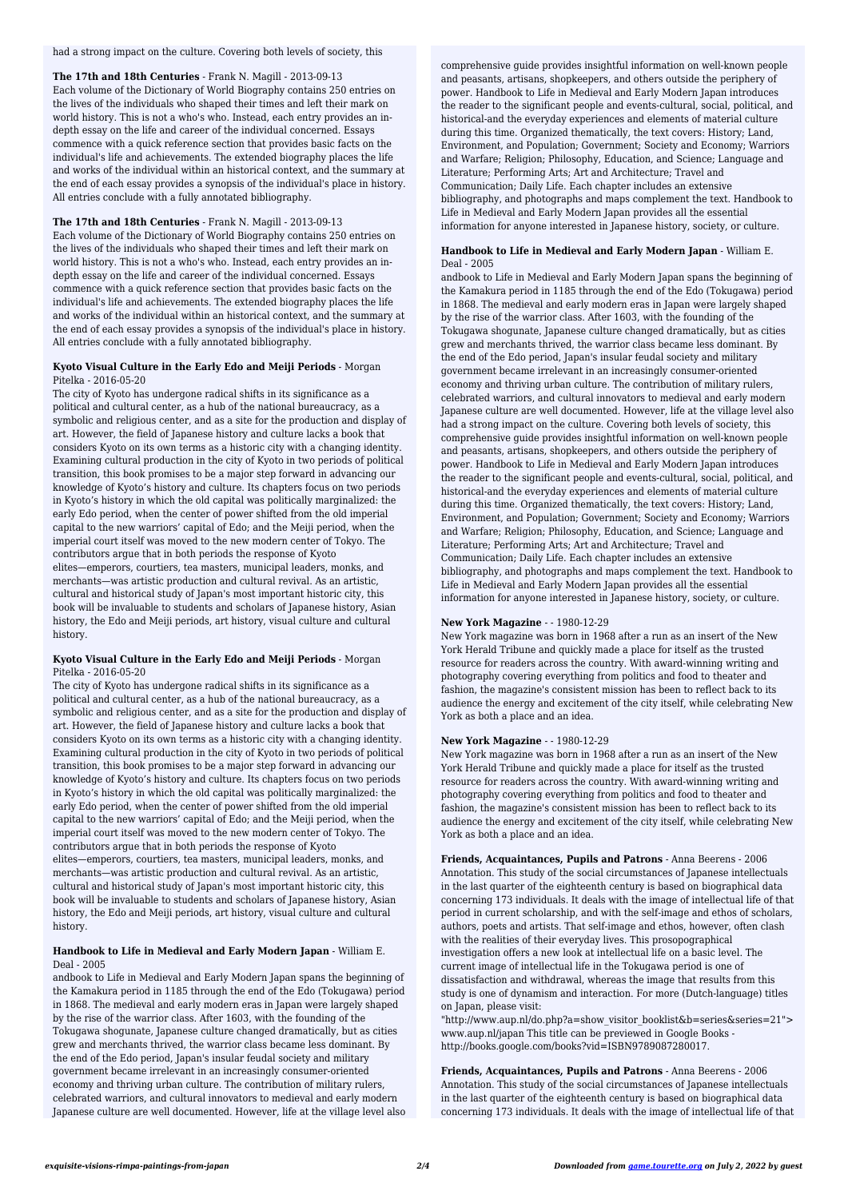had a strong impact on the culture. Covering both levels of society, this

**The 17th and 18th Centuries** - Frank N. Magill - 2013-09-13
Each volume of the Dictionary of World Biography contains 250 entries on the lives of the individuals who shaped their times and left their mark on world history. This is not a who's who. Instead, each entry provides an in-depth essay on the life and career of the individual concerned. Essays commence with a quick reference section that provides basic facts on the individual's life and achievements. The extended biography places the life and works of the individual within an historical context, and the summary at the end of each essay provides a synopsis of the individual's place in history. All entries conclude with a fully annotated bibliography.

**The 17th and 18th Centuries** - Frank N. Magill - 2013-09-13
Each volume of the Dictionary of World Biography contains 250 entries on the lives of the individuals who shaped their times and left their mark on world history. This is not a who's who. Instead, each entry provides an in-depth essay on the life and career of the individual concerned. Essays commence with a quick reference section that provides basic facts on the individual's life and achievements. The extended biography places the life and works of the individual within an historical context, and the summary at the end of each essay provides a synopsis of the individual's place in history. All entries conclude with a fully annotated bibliography.

**Kyoto Visual Culture in the Early Edo and Meiji Periods** - Morgan Pitelka - 2016-05-20
The city of Kyoto has undergone radical shifts in its significance as a political and cultural center, as a hub of the national bureaucracy, as a symbolic and religious center, and as a site for the production and display of art. However, the field of Japanese history and culture lacks a book that considers Kyoto on its own terms as a historic city with a changing identity. Examining cultural production in the city of Kyoto in two periods of political transition, this book promises to be a major step forward in advancing our knowledge of Kyoto's history and culture. Its chapters focus on two periods in Kyoto's history in which the old capital was politically marginalized: the early Edo period, when the center of power shifted from the old imperial capital to the new warriors' capital of Edo; and the Meiji period, when the imperial court itself was moved to the new modern center of Tokyo. The contributors argue that in both periods the response of Kyoto elites—emperors, courtiers, tea masters, municipal leaders, monks, and merchants—was artistic production and cultural revival. As an artistic, cultural and historical study of Japan's most important historic city, this book will be invaluable to students and scholars of Japanese history, Asian history, the Edo and Meiji periods, art history, visual culture and cultural history.

**Kyoto Visual Culture in the Early Edo and Meiji Periods** - Morgan Pitelka - 2016-05-20
The city of Kyoto has undergone radical shifts in its significance as a political and cultural center, as a hub of the national bureaucracy, as a symbolic and religious center, and as a site for the production and display of art. However, the field of Japanese history and culture lacks a book that considers Kyoto on its own terms as a historic city with a changing identity. Examining cultural production in the city of Kyoto in two periods of political transition, this book promises to be a major step forward in advancing our knowledge of Kyoto's history and culture. Its chapters focus on two periods in Kyoto's history in which the old capital was politically marginalized: the early Edo period, when the center of power shifted from the old imperial capital to the new warriors' capital of Edo; and the Meiji period, when the imperial court itself was moved to the new modern center of Tokyo. The contributors argue that in both periods the response of Kyoto elites—emperors, courtiers, tea masters, municipal leaders, monks, and merchants—was artistic production and cultural revival. As an artistic, cultural and historical study of Japan's most important historic city, this book will be invaluable to students and scholars of Japanese history, Asian history, the Edo and Meiji periods, art history, visual culture and cultural history.

**Handbook to Life in Medieval and Early Modern Japan** - William E. Deal - 2005
andbook to Life in Medieval and Early Modern Japan spans the beginning of the Kamakura period in 1185 through the end of the Edo (Tokugawa) period in 1868. The medieval and early modern eras in Japan were largely shaped by the rise of the warrior class. After 1603, with the founding of the Tokugawa shogunate, Japanese culture changed dramatically, but as cities grew and merchants thrived, the warrior class became less dominant. By the end of the Edo period, Japan's insular feudal society and military government became irrelevant in an increasingly consumer-oriented economy and thriving urban culture. The contribution of military rulers, celebrated warriors, and cultural innovators to medieval and early modern Japanese culture are well documented. However, life at the village level also had a strong impact on the culture. Covering both levels of society, this comprehensive guide provides insightful information on well-known people and peasants, artisans, shopkeepers, and others outside the periphery of power. Handbook to Life in Medieval and Early Modern Japan introduces the reader to the significant people and events-cultural, social, political, and historical-and the everyday experiences and elements of material culture during this time. Organized thematically, the text covers: History; Land, Environment, and Population; Government; Society and Economy; Warriors and Warfare; Religion; Philosophy, Education, and Science; Language and Literature; Performing Arts; Art and Architecture; Travel and Communication; Daily Life. Each chapter includes an extensive bibliography, and photographs and maps complement the text. Handbook to Life in Medieval and Early Modern Japan provides all the essential information for anyone interested in Japanese history, society, or culture.

**Handbook to Life in Medieval and Early Modern Japan** - William E. Deal - 2005
andbook to Life in Medieval and Early Modern Japan spans the beginning of the Kamakura period in 1185 through the end of the Edo (Tokugawa) period in 1868. The medieval and early modern eras in Japan were largely shaped by the rise of the warrior class. After 1603, with the founding of the Tokugawa shogunate, Japanese culture changed dramatically, but as cities grew and merchants thrived, the warrior class became less dominant. By the end of the Edo period, Japan's insular feudal society and military government became irrelevant in an increasingly consumer-oriented economy and thriving urban culture. The contribution of military rulers, celebrated warriors, and cultural innovators to medieval and early modern Japanese culture are well documented. However, life at the village level also had a strong impact on the culture. Covering both levels of society, this comprehensive guide provides insightful information on well-known people and peasants, artisans, shopkeepers, and others outside the periphery of power. Handbook to Life in Medieval and Early Modern Japan introduces the reader to the significant people and events-cultural, social, political, and historical-and the everyday experiences and elements of material culture during this time. Organized thematically, the text covers: History; Land, Environment, and Population; Government; Society and Economy; Warriors and Warfare; Religion; Philosophy, Education, and Science; Language and Literature; Performing Arts; Art and Architecture; Travel and Communication; Daily Life. Each chapter includes an extensive bibliography, and photographs and maps complement the text. Handbook to Life in Medieval and Early Modern Japan provides all the essential information for anyone interested in Japanese history, society, or culture.

**New York Magazine** - - 1980-12-29
New York magazine was born in 1968 after a run as an insert of the New York Herald Tribune and quickly made a place for itself as the trusted resource for readers across the country. With award-winning writing and photography covering everything from politics and food to theater and fashion, the magazine's consistent mission has been to reflect back to its audience the energy and excitement of the city itself, while celebrating New York as both a place and an idea.

**New York Magazine** - - 1980-12-29
New York magazine was born in 1968 after a run as an insert of the New York Herald Tribune and quickly made a place for itself as the trusted resource for readers across the country. With award-winning writing and photography covering everything from politics and food to theater and fashion, the magazine's consistent mission has been to reflect back to its audience the energy and excitement of the city itself, while celebrating New York as both a place and an idea.

**Friends, Acquaintances, Pupils and Patrons** - Anna Beerens - 2006
Annotation. This study of the social circumstances of Japanese intellectuals in the last quarter of the eighteenth century is based on biographical data concerning 173 individuals. It deals with the image of intellectual life of that period in current scholarship, and with the self-image and ethos of scholars, authors, poets and artists. That self-image and ethos, however, often clash with the realities of their everyday lives. This prosopographical investigation offers a new look at intellectual life on a basic level. The current image of intellectual life in the Tokugawa period is one of dissatisfaction and withdrawal, whereas the image that results from this study is one of dynamism and interaction. For more (Dutch-language) titles on Japan, please visit:
"http://www.aup.nl/do.php?a=show_visitor_booklist&b=series&series=21">
www.aup.nl/japan This title can be previewed in Google Books -
http://books.google.com/books?vid=ISBN9789087280017.

**Friends, Acquaintances, Pupils and Patrons** - Anna Beerens - 2006
Annotation. This study of the social circumstances of Japanese intellectuals in the last quarter of the eighteenth century is based on biographical data concerning 173 individuals. It deals with the image of intellectual life of that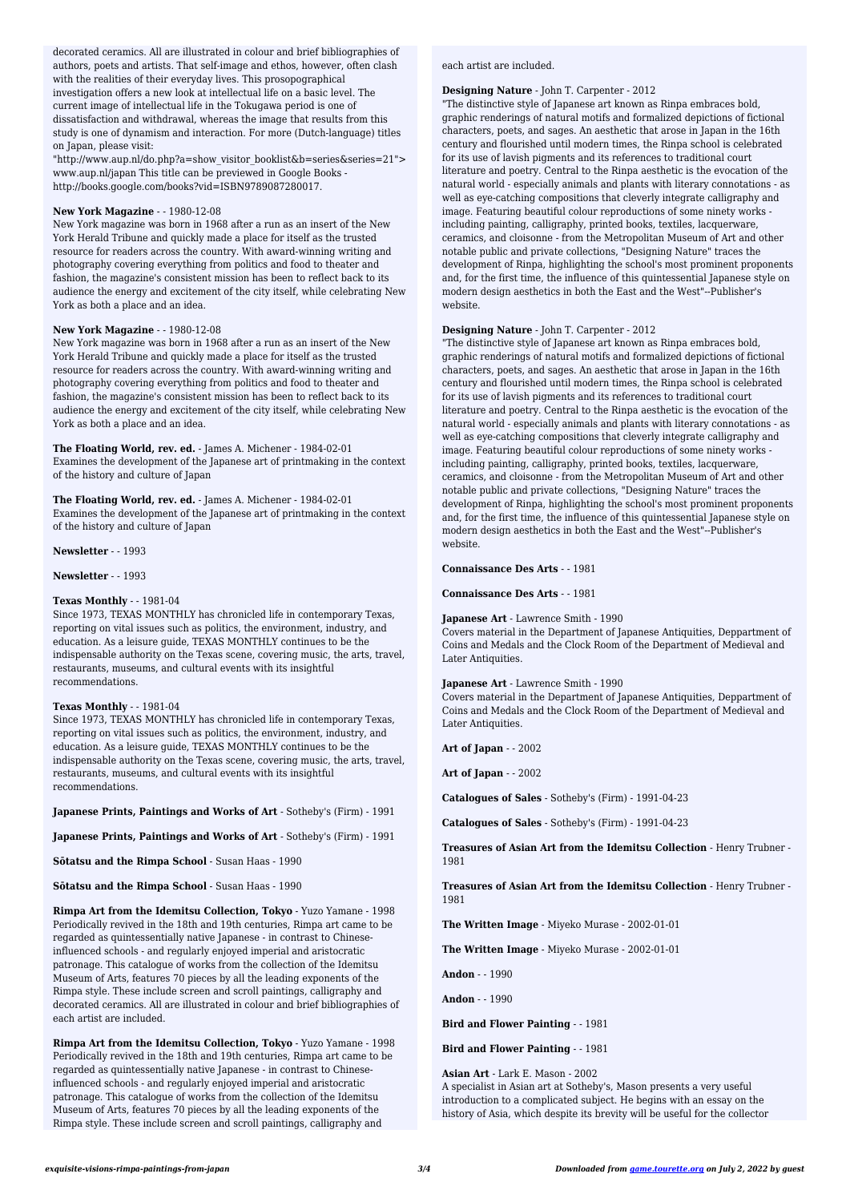decorated ceramics. All are illustrated in colour and brief bibliographies of authors, poets and artists. That self-image and ethos, however, often clash with the realities of their everyday lives. This prosopographical investigation offers a new look at intellectual life on a basic level. The current image of intellectual life in the Tokugawa period is one of dissatisfaction and withdrawal, whereas the image that results from this study is one of dynamism and interaction. For more (Dutch-language) titles on Japan, please visit: "http://www.aup.nl/do.php?a=show_visitor_booklist&b=series&series=21"> www.aup.nl/japan This title can be previewed in Google Books - http://books.google.com/books?vid=ISBN9789087280017.

**New York Magazine** - - 1980-12-08
New York magazine was born in 1968 after a run as an insert of the New York Herald Tribune and quickly made a place for itself as the trusted resource for readers across the country. With award-winning writing and photography covering everything from politics and food to theater and fashion, the magazine's consistent mission has been to reflect back to its audience the energy and excitement of the city itself, while celebrating New York as both a place and an idea.

**New York Magazine** - - 1980-12-08
New York magazine was born in 1968 after a run as an insert of the New York Herald Tribune and quickly made a place for itself as the trusted resource for readers across the country. With award-winning writing and photography covering everything from politics and food to theater and fashion, the magazine's consistent mission has been to reflect back to its audience the energy and excitement of the city itself, while celebrating New York as both a place and an idea.

**The Floating World, rev. ed.** - James A. Michener - 1984-02-01
Examines the development of the Japanese art of printmaking in the context of the history and culture of Japan

**The Floating World, rev. ed.** - James A. Michener - 1984-02-01
Examines the development of the Japanese art of printmaking in the context of the history and culture of Japan

**Newsletter** - - 1993

**Newsletter** - - 1993

**Texas Monthly** - - 1981-04
Since 1973, TEXAS MONTHLY has chronicled life in contemporary Texas, reporting on vital issues such as politics, the environment, industry, and education. As a leisure guide, TEXAS MONTHLY continues to be the indispensable authority on the Texas scene, covering music, the arts, travel, restaurants, museums, and cultural events with its insightful recommendations.

**Texas Monthly** - - 1981-04
Since 1973, TEXAS MONTHLY has chronicled life in contemporary Texas, reporting on vital issues such as politics, the environment, industry, and education. As a leisure guide, TEXAS MONTHLY continues to be the indispensable authority on the Texas scene, covering music, the arts, travel, restaurants, museums, and cultural events with its insightful recommendations.

**Japanese Prints, Paintings and Works of Art** - Sotheby's (Firm) - 1991

**Japanese Prints, Paintings and Works of Art** - Sotheby's (Firm) - 1991

**Sōtatsu and the Rimpa School** - Susan Haas - 1990

**Sōtatsu and the Rimpa School** - Susan Haas - 1990

**Rimpa Art from the Idemitsu Collection, Tokyo** - Yuzo Yamane - 1998
Periodically revived in the 18th and 19th centuries, Rimpa art came to be regarded as quintessentially native Japanese - in contrast to Chinese-influenced schools - and regularly enjoyed imperial and aristocratic patronage. This catalogue of works from the collection of the Idemitsu Museum of Arts, features 70 pieces by all the leading exponents of the Rimpa style. These include screen and scroll paintings, calligraphy and decorated ceramics. All are illustrated in colour and brief bibliographies of each artist are included.

**Rimpa Art from the Idemitsu Collection, Tokyo** - Yuzo Yamane - 1998
Periodically revived in the 18th and 19th centuries, Rimpa art came to be regarded as quintessentially native Japanese - in contrast to Chinese-influenced schools - and regularly enjoyed imperial and aristocratic patronage. This catalogue of works from the collection of the Idemitsu Museum of Arts, features 70 pieces by all the leading exponents of the Rimpa style. These include screen and scroll paintings, calligraphy and each artist are included.

**Designing Nature** - John T. Carpenter - 2012
"The distinctive style of Japanese art known as Rinpa embraces bold, graphic renderings of natural motifs and formalized depictions of fictional characters, poets, and sages. An aesthetic that arose in Japan in the 16th century and flourished until modern times, the Rinpa school is celebrated for its use of lavish pigments and its references to traditional court literature and poetry. Central to the Rinpa aesthetic is the evocation of the natural world - especially animals and plants with literary connotations - as well as eye-catching compositions that cleverly integrate calligraphy and image. Featuring beautiful colour reproductions of some ninety works - including painting, calligraphy, printed books, textiles, lacquerware, ceramics, and cloisonne - from the Metropolitan Museum of Art and other notable public and private collections, "Designing Nature" traces the development of Rinpa, highlighting the school's most prominent proponents and, for the first time, the influence of this quintessential Japanese style on modern design aesthetics in both the East and the West"--Publisher's website.

**Designing Nature** - John T. Carpenter - 2012
"The distinctive style of Japanese art known as Rinpa embraces bold, graphic renderings of natural motifs and formalized depictions of fictional characters, poets, and sages. An aesthetic that arose in Japan in the 16th century and flourished until modern times, the Rinpa school is celebrated for its use of lavish pigments and its references to traditional court literature and poetry. Central to the Rinpa aesthetic is the evocation of the natural world - especially animals and plants with literary connotations - as well as eye-catching compositions that cleverly integrate calligraphy and image. Featuring beautiful colour reproductions of some ninety works - including painting, calligraphy, printed books, textiles, lacquerware, ceramics, and cloisonne - from the Metropolitan Museum of Art and other notable public and private collections, "Designing Nature" traces the development of Rinpa, highlighting the school's most prominent proponents and, for the first time, the influence of this quintessential Japanese style on modern design aesthetics in both the East and the West"--Publisher's website.

**Connaissance Des Arts** - - 1981

**Connaissance Des Arts** - - 1981

**Japanese Art** - Lawrence Smith - 1990
Covers material in the Department of Japanese Antiquities, Deppartment of Coins and Medals and the Clock Room of the Department of Medieval and Later Antiquities.

**Japanese Art** - Lawrence Smith - 1990
Covers material in the Department of Japanese Antiquities, Deppartment of Coins and Medals and the Clock Room of the Department of Medieval and Later Antiquities.

**Art of Japan** - - 2002

**Art of Japan** - - 2002

**Catalogues of Sales** - Sotheby's (Firm) - 1991-04-23

**Catalogues of Sales** - Sotheby's (Firm) - 1991-04-23

**Treasures of Asian Art from the Idemitsu Collection** - Henry Trubner - 1981

**Treasures of Asian Art from the Idemitsu Collection** - Henry Trubner - 1981

**The Written Image** - Miyeko Murase - 2002-01-01

**The Written Image** - Miyeko Murase - 2002-01-01

**Andon** - - 1990

**Andon** - - 1990

**Bird and Flower Painting** - - 1981

**Bird and Flower Painting** - - 1981

**Asian Art** - Lark E. Mason - 2002
A specialist in Asian art at Sotheby's, Mason presents a very useful introduction to a complicated subject. He begins with an essay on the history of Asia, which despite its brevity will be useful for the collector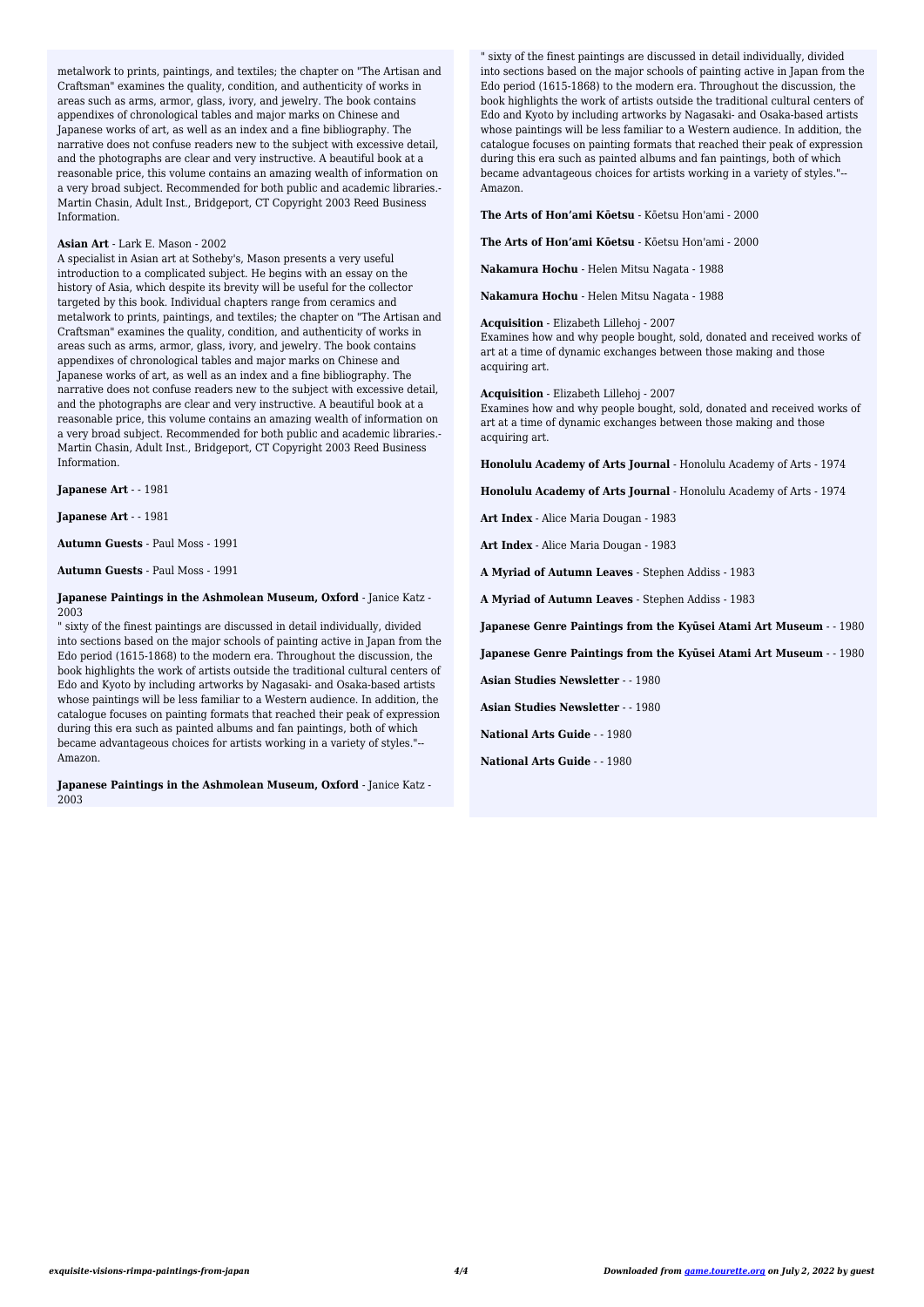metalwork to prints, paintings, and textiles; the chapter on "The Artisan and Craftsman" examines the quality, condition, and authenticity of works in areas such as arms, armor, glass, ivory, and jewelry. The book contains appendixes of chronological tables and major marks on Chinese and Japanese works of art, as well as an index and a fine bibliography. The narrative does not confuse readers new to the subject with excessive detail, and the photographs are clear and very instructive. A beautiful book at a reasonable price, this volume contains an amazing wealth of information on a very broad subject. Recommended for both public and academic libraries.-Martin Chasin, Adult Inst., Bridgeport, CT Copyright 2003 Reed Business Information.

**Asian Art** - Lark E. Mason - 2002
A specialist in Asian art at Sotheby's, Mason presents a very useful introduction to a complicated subject. He begins with an essay on the history of Asia, which despite its brevity will be useful for the collector targeted by this book. Individual chapters range from ceramics and metalwork to prints, paintings, and textiles; the chapter on "The Artisan and Craftsman" examines the quality, condition, and authenticity of works in areas such as arms, armor, glass, ivory, and jewelry. The book contains appendixes of chronological tables and major marks on Chinese and Japanese works of art, as well as an index and a fine bibliography. The narrative does not confuse readers new to the subject with excessive detail, and the photographs are clear and very instructive. A beautiful book at a reasonable price, this volume contains an amazing wealth of information on a very broad subject. Recommended for both public and academic libraries.-Martin Chasin, Adult Inst., Bridgeport, CT Copyright 2003 Reed Business Information.

**Japanese Art** - - 1981

**Japanese Art** - - 1981

**Autumn Guests** - Paul Moss - 1991

**Autumn Guests** - Paul Moss - 1991

**Japanese Paintings in the Ashmolean Museum, Oxford** - Janice Katz - 2003
" sixty of the finest paintings are discussed in detail individually, divided into sections based on the major schools of painting active in Japan from the Edo period (1615-1868) to the modern era. Throughout the discussion, the book highlights the work of artists outside the traditional cultural centers of Edo and Kyoto by including artworks by Nagasaki- and Osaka-based artists whose paintings will be less familiar to a Western audience. In addition, the catalogue focuses on painting formats that reached their peak of expression during this era such as painted albums and fan paintings, both of which became advantageous choices for artists working in a variety of styles."--Amazon.

**Japanese Paintings in the Ashmolean Museum, Oxford** - Janice Katz - 2003
" sixty of the finest paintings are discussed in detail individually, divided into sections based on the major schools of painting active in Japan from the Edo period (1615-1868) to the modern era. Throughout the discussion, the book highlights the work of artists outside the traditional cultural centers of Edo and Kyoto by including artworks by Nagasaki- and Osaka-based artists whose paintings will be less familiar to a Western audience. In addition, the catalogue focuses on painting formats that reached their peak of expression during this era such as painted albums and fan paintings, both of which became advantageous choices for artists working in a variety of styles."--Amazon.

**The Arts of Hon'ami Kōetsu** - Kōetsu Hon'ami - 2000

**The Arts of Hon'ami Kōetsu** - Kōetsu Hon'ami - 2000

**Nakamura Hochu** - Helen Mitsu Nagata - 1988

**Nakamura Hochu** - Helen Mitsu Nagata - 1988

**Acquisition** - Elizabeth Lillehoj - 2007
Examines how and why people bought, sold, donated and received works of art at a time of dynamic exchanges between those making and those acquiring art.

**Acquisition** - Elizabeth Lillehoj - 2007
Examines how and why people bought, sold, donated and received works of art at a time of dynamic exchanges between those making and those acquiring art.

**Honolulu Academy of Arts Journal** - Honolulu Academy of Arts - 1974

**Honolulu Academy of Arts Journal** - Honolulu Academy of Arts - 1974

**Art Index** - Alice Maria Dougan - 1983

**Art Index** - Alice Maria Dougan - 1983

**A Myriad of Autumn Leaves** - Stephen Addiss - 1983

**A Myriad of Autumn Leaves** - Stephen Addiss - 1983

**Japanese Genre Paintings from the Kyūsei Atami Art Museum** - - 1980

**Japanese Genre Paintings from the Kyūsei Atami Art Museum** - - 1980

**Asian Studies Newsletter** - - 1980

**Asian Studies Newsletter** - - 1980

**National Arts Guide** - - 1980

**National Arts Guide** - - 1980